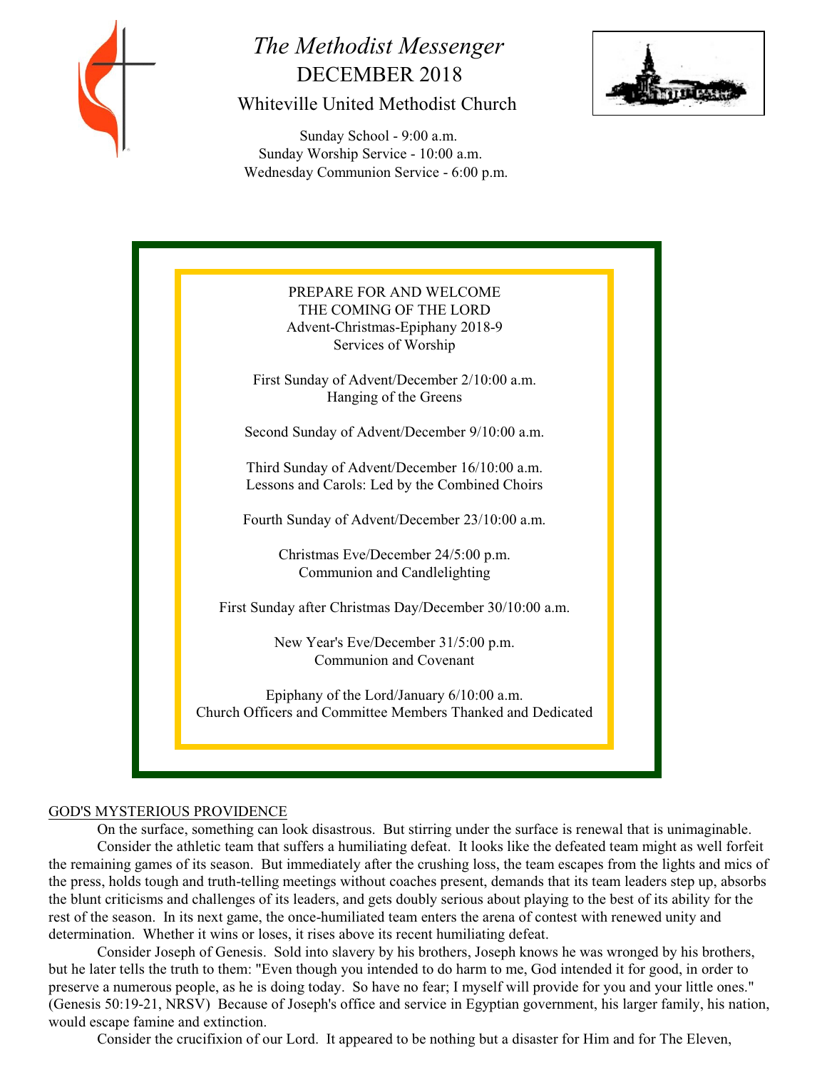# *The Methodist Messenger*

## DECEMBER 2018

### Whiteville United Methodist Church

Sunday School - 9:00 a.m.
Sunday Worship Service - 10:00 a.m.
Wednesday Communion Service - 6:00 p.m.

PREPARE FOR AND WELCOME
THE COMING OF THE LORD
Advent-Christmas-Epiphany 2018-9
Services of Worship

First Sunday of Advent/December 2/10:00 a.m.
Hanging of the Greens

Second Sunday of Advent/December 9/10:00 a.m.

Third Sunday of Advent/December 16/10:00 a.m.
Lessons and Carols: Led by the Combined Choirs

Fourth Sunday of Advent/December 23/10:00 a.m.

Christmas Eve/December 24/5:00 p.m.
Communion and Candlelighting

First Sunday after Christmas Day/December 30/10:00 a.m.

New Year's Eve/December 31/5:00 p.m.
Communion and Covenant

Epiphany of the Lord/January 6/10:00 a.m.
Church Officers and Committee Members Thanked and Dedicated

## GOD'S MYSTERIOUS PROVIDENCE

On the surface, something can look disastrous. But stirring under the surface is renewal that is unimaginable.

Consider the athletic team that suffers a humiliating defeat. It looks like the defeated team might as well forfeit the remaining games of its season. But immediately after the crushing loss, the team escapes from the lights and mics of the press, holds tough and truth-telling meetings without coaches present, demands that its team leaders step up, absorbs the blunt criticisms and challenges of its leaders, and gets doubly serious about playing to the best of its ability for the rest of the season. In its next game, the once-humiliated team enters the arena of contest with renewed unity and determination. Whether it wins or loses, it rises above its recent humiliating defeat.

Consider Joseph of Genesis. Sold into slavery by his brothers, Joseph knows he was wronged by his brothers, but he later tells the truth to them: "Even though you intended to do harm to me, God intended it for good, in order to preserve a numerous people, as he is doing today. So have no fear; I myself will provide for you and your little ones." (Genesis 50:19-21, NRSV) Because of Joseph's office and service in Egyptian government, his larger family, his nation, would escape famine and extinction.

Consider the crucifixion of our Lord. It appeared to be nothing but a disaster for Him and for The Eleven,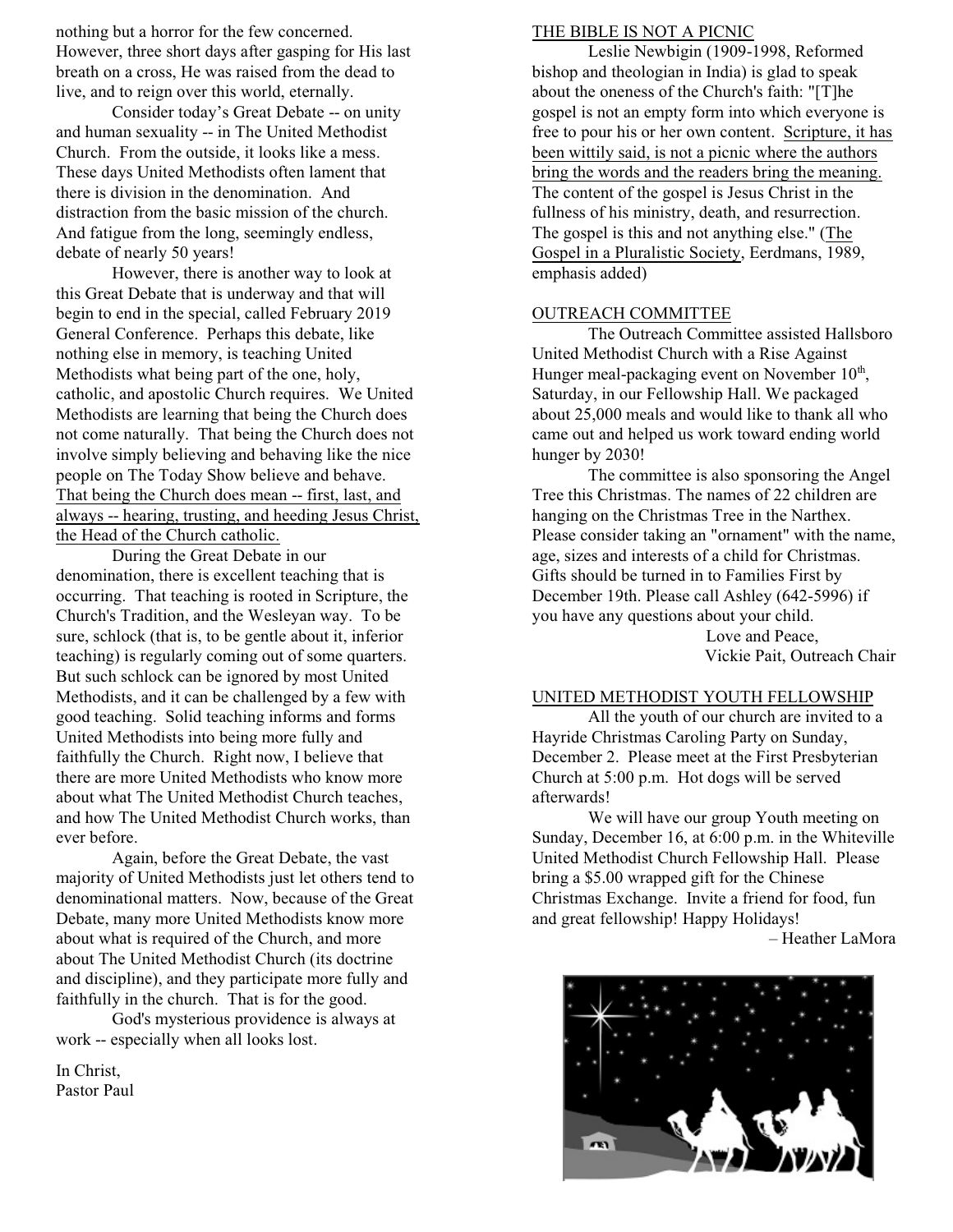nothing but a horror for the few concerned. However, three short days after gasping for His last breath on a cross, He was raised from the dead to live, and to reign over this world, eternally.

Consider today's Great Debate -- on unity and human sexuality -- in The United Methodist Church. From the outside, it looks like a mess. These days United Methodists often lament that there is division in the denomination. And distraction from the basic mission of the church. And fatigue from the long, seemingly endless, debate of nearly 50 years!

However, there is another way to look at this Great Debate that is underway and that will begin to end in the special, called February 2019 General Conference. Perhaps this debate, like nothing else in memory, is teaching United Methodists what being part of the one, holy, catholic, and apostolic Church requires. We United Methodists are learning that being the Church does not come naturally. That being the Church does not involve simply believing and behaving like the nice people on The Today Show believe and behave. That being the Church does mean -- first, last, and always -- hearing, trusting, and heeding Jesus Christ, the Head of the Church catholic.

During the Great Debate in our denomination, there is excellent teaching that is occurring. That teaching is rooted in Scripture, the Church's Tradition, and the Wesleyan way. To be sure, schlock (that is, to be gentle about it, inferior teaching) is regularly coming out of some quarters. But such schlock can be ignored by most United Methodists, and it can be challenged by a few with good teaching. Solid teaching informs and forms United Methodists into being more fully and faithfully the Church. Right now, I believe that there are more United Methodists who know more about what The United Methodist Church teaches, and how The United Methodist Church works, than ever before.

Again, before the Great Debate, the vast majority of United Methodists just let others tend to denominational matters. Now, because of the Great Debate, many more United Methodists know more about what is required of the Church, and more about The United Methodist Church (its doctrine and discipline), and they participate more fully and faithfully in the church. That is for the good.

God's mysterious providence is always at work -- especially when all looks lost.

In Christ,
Pastor Paul

## THE BIBLE IS NOT A PICNIC

Leslie Newbigin (1909-1998, Reformed bishop and theologian in India) is glad to speak about the oneness of the Church's faith: "[T]he gospel is not an empty form into which everyone is free to pour his or her own content. Scripture, it has been wittily said, is not a picnic where the authors bring the words and the readers bring the meaning. The content of the gospel is Jesus Christ in the fullness of his ministry, death, and resurrection. The gospel is this and not anything else." (The Gospel in a Pluralistic Society, Eerdmans, 1989, emphasis added)

## OUTREACH COMMITTEE

The Outreach Committee assisted Hallsboro United Methodist Church with a Rise Against Hunger meal-packaging event on November 10th, Saturday, in our Fellowship Hall. We packaged about 25,000 meals and would like to thank all who came out and helped us work toward ending world hunger by 2030!

The committee is also sponsoring the Angel Tree this Christmas. The names of 22 children are hanging on the Christmas Tree in the Narthex. Please consider taking an "ornament" with the name, age, sizes and interests of a child for Christmas. Gifts should be turned in to Families First by December 19th. Please call Ashley (642-5996) if you have any questions about your child.

Love and Peace,
Vickie Pait, Outreach Chair

## UNITED METHODIST YOUTH FELLOWSHIP

All the youth of our church are invited to a Hayride Christmas Caroling Party on Sunday, December 2. Please meet at the First Presbyterian Church at 5:00 p.m. Hot dogs will be served afterwards!

We will have our group Youth meeting on Sunday, December 16, at 6:00 p.m. in the Whiteville United Methodist Church Fellowship Hall. Please bring a $5.00 wrapped gift for the Chinese Christmas Exchange. Invite a friend for food, fun and great fellowship! Happy Holidays!

– Heather LaMora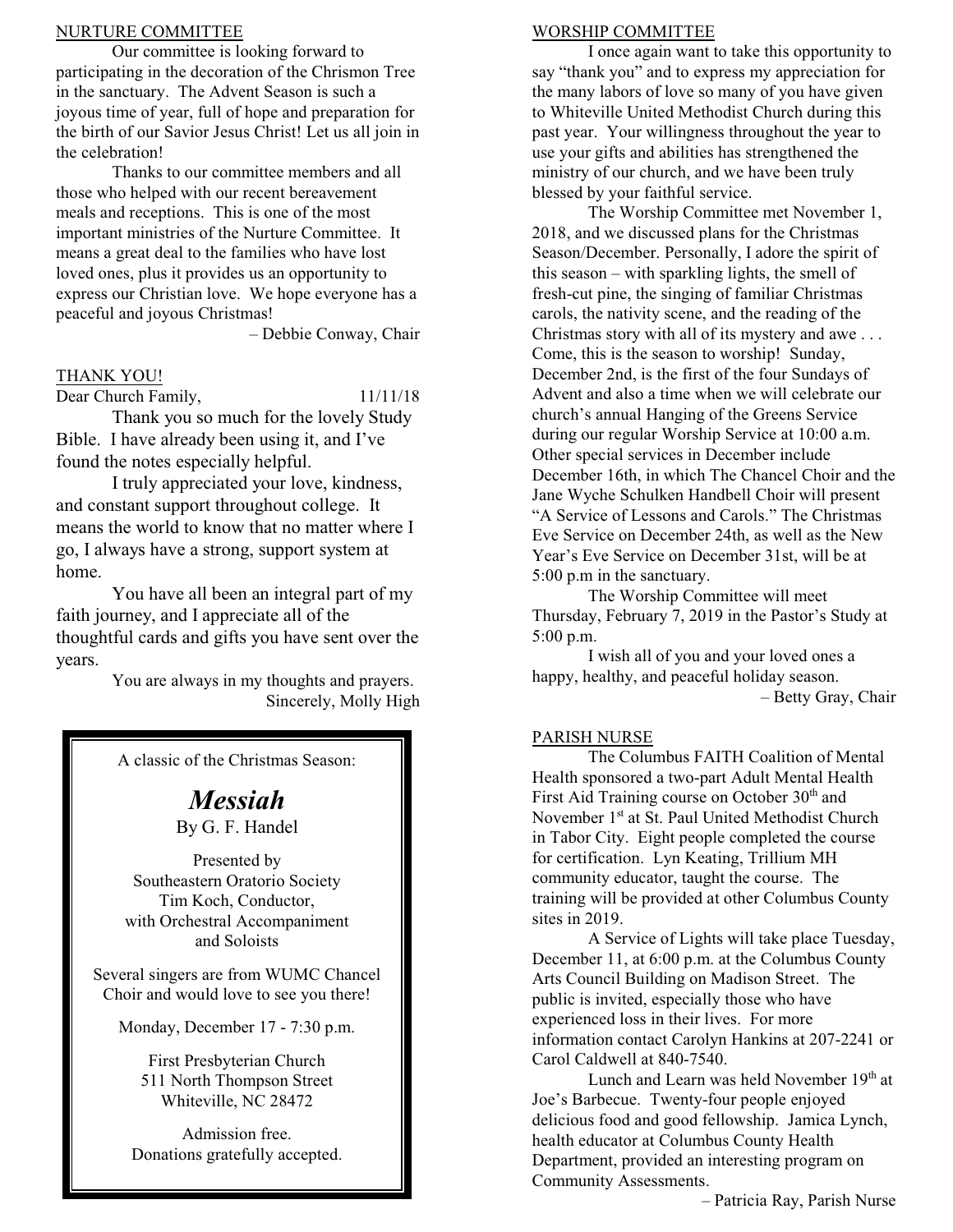## NURTURE COMMITTEE

Our committee is looking forward to participating in the decoration of the Chrismon Tree in the sanctuary. The Advent Season is such a joyous time of year, full of hope and preparation for the birth of our Savior Jesus Christ! Let us all join in the celebration!

Thanks to our committee members and all those who helped with our recent bereavement meals and receptions. This is one of the most important ministries of the Nurture Committee. It means a great deal to the families who have lost loved ones, plus it provides us an opportunity to express our Christian love. We hope everyone has a peaceful and joyous Christmas!

– Debbie Conway, Chair

## THANK YOU!

Dear Church Family, 11/11/18

Thank you so much for the lovely Study Bible. I have already been using it, and I've found the notes especially helpful.

I truly appreciated your love, kindness, and constant support throughout college. It means the world to know that no matter where I go, I always have a strong, support system at home.

You have all been an integral part of my faith journey, and I appreciate all of the thoughtful cards and gifts you have sent over the years.

You are always in my thoughts and prayers.
Sincerely, Molly High

---

A classic of the Christmas Season:

***Messiah***

By G. F. Handel

Presented by
Southeastern Oratorio Society
Tim Koch, Conductor,
with Orchestral Accompaniment
and Soloists

Several singers are from WUMC Chancel Choir and would love to see you there!

Monday, December 17 - 7:30 p.m.

First Presbyterian Church
511 North Thompson Street
Whiteville, NC 28472

Admission free.
Donations gratefully accepted.

---

## WORSHIP COMMITTEE

I once again want to take this opportunity to say "thank you" and to express my appreciation for the many labors of love so many of you have given to Whiteville United Methodist Church during this past year. Your willingness throughout the year to use your gifts and abilities has strengthened the ministry of our church, and we have been truly blessed by your faithful service.

The Worship Committee met November 1, 2018, and we discussed plans for the Christmas Season/December. Personally, I adore the spirit of this season – with sparkling lights, the smell of fresh-cut pine, the singing of familiar Christmas carols, the nativity scene, and the reading of the Christmas story with all of its mystery and awe . . . Come, this is the season to worship! Sunday, December 2nd, is the first of the four Sundays of Advent and also a time when we will celebrate our church's annual Hanging of the Greens Service during our regular Worship Service at 10:00 a.m. Other special services in December include December 16th, in which The Chancel Choir and the Jane Wyche Schulken Handbell Choir will present "A Service of Lessons and Carols." The Christmas Eve Service on December 24th, as well as the New Year's Eve Service on December 31st, will be at 5:00 p.m in the sanctuary.

The Worship Committee will meet Thursday, February 7, 2019 in the Pastor's Study at 5:00 p.m.

I wish all of you and your loved ones a happy, healthy, and peaceful holiday season.

– Betty Gray, Chair

## PARISH NURSE

The Columbus FAITH Coalition of Mental Health sponsored a two-part Adult Mental Health First Aid Training course on October 30th and November 1st at St. Paul United Methodist Church in Tabor City. Eight people completed the course for certification. Lyn Keating, Trillium MH community educator, taught the course. The training will be provided at other Columbus County sites in 2019.

A Service of Lights will take place Tuesday, December 11, at 6:00 p.m. at the Columbus County Arts Council Building on Madison Street. The public is invited, especially those who have experienced loss in their lives. For more information contact Carolyn Hankins at 207-2241 or Carol Caldwell at 840-7540.

Lunch and Learn was held November 19th at Joe's Barbecue. Twenty-four people enjoyed delicious food and good fellowship. Jamica Lynch, health educator at Columbus County Health Department, provided an interesting program on Community Assessments.

– Patricia Ray, Parish Nurse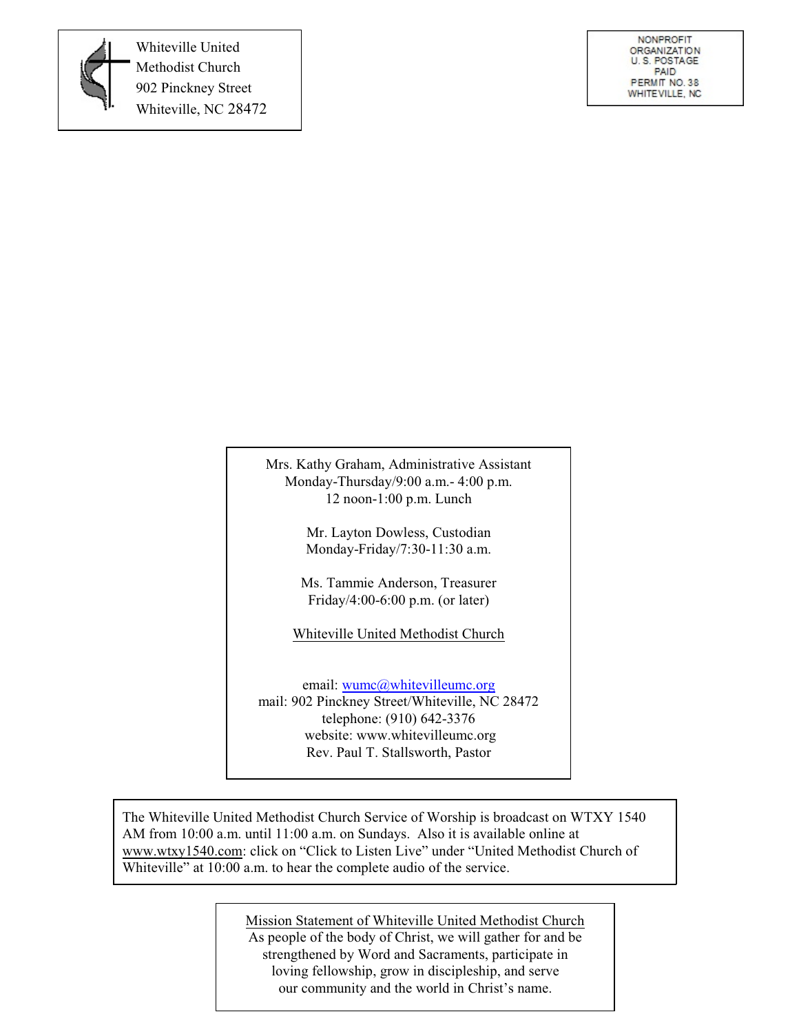Whiteville United
Methodist Church
902 Pinckney Street
Whiteville, NC 28472

NONPROFIT
ORGANIZATION
U. S. POSTAGE
PAID
PERMIT NO. 38
WHITEVILLE, NC

Mrs. Kathy Graham, Administrative Assistant
Monday-Thursday/9:00 a.m.- 4:00 p.m.
12 noon-1:00 p.m. Lunch

Mr. Layton Dowless, Custodian
Monday-Friday/7:30-11:30 a.m.

Ms. Tammie Anderson, Treasurer
Friday/4:00-6:00 p.m. (or later)

Whiteville United Methodist Church

email: wumc@whitevilleumc.org
mail: 902 Pinckney Street/Whiteville, NC 28472
telephone: (910) 642-3376
website: www.whitevilleumc.org
Rev. Paul T. Stallsworth, Pastor

The Whiteville United Methodist Church Service of Worship is broadcast on WTXY 1540 AM from 10:00 a.m. until 11:00 a.m. on Sundays. Also it is available online at www.wtxy1540.com: click on "Click to Listen Live" under "United Methodist Church of Whiteville" at 10:00 a.m. to hear the complete audio of the service.

Mission Statement of Whiteville United Methodist Church
As people of the body of Christ, we will gather for and be strengthened by Word and Sacraments, participate in loving fellowship, grow in discipleship, and serve our community and the world in Christ's name.